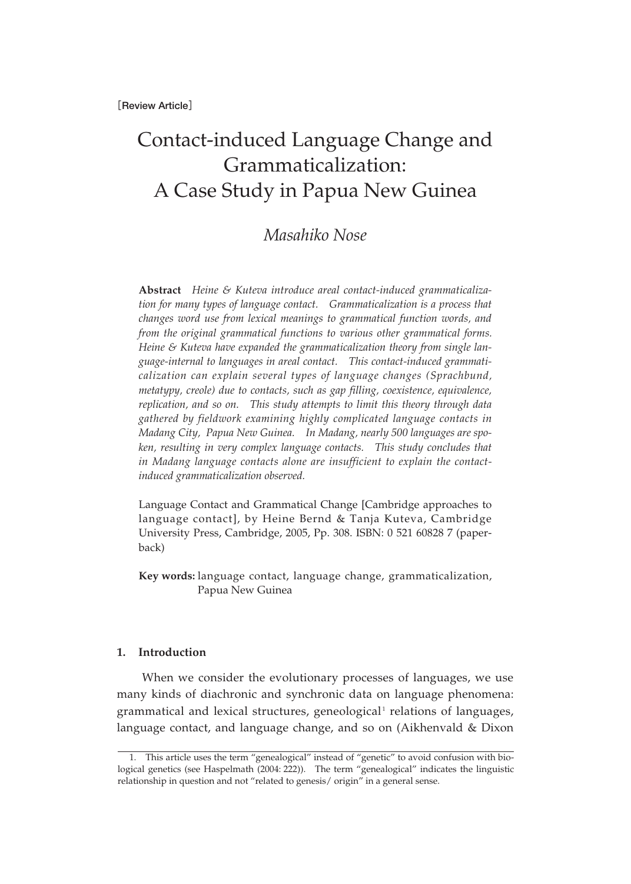[Review Article]

# Contact-induced Language Change and Grammaticalization: A Case Study in Papua New Guinea

*Masahiko Nose*

**Abstract** *Heine & Kuteva introduce areal contact-induced grammaticalization for many types of language contact. Grammaticalization is a process that changes word use from lexical meanings to grammatical function words, and from the original grammatical functions to various other grammatical forms. Heine & Kuteva have expanded the grammaticalization theory from single language-internal to languages in areal contact. This contact-induced grammaticalization can explain several types of language changes (Sprachbund, metatypy, creole) due to contacts, such as gap filling, coexistence, equivalence, replication, and so on. This study attempts to limit this theory through data gathered by fieldwork examining highly complicated language contacts in Madang City, Papua New Guinea. In Madang, nearly 500 languages are spoken, resulting in very complex language contacts. This study concludes that in Madang language contacts alone are insufficient to explain the contact-induced grammaticalization observed.*

Language Contact and Grammatical Change [Cambridge approaches to language contact], by Heine Bernd & Tanja Kuteva, Cambridge University Press, Cambridge, 2005, Pp. 308. ISBN: 0 521 60828 7 (paperback)

**Key words:** language contact, language change, grammaticalization, Papua New Guinea

## 1. Introduction

When we consider the evolutionary processes of languages, we use many kinds of diachronic and synchronic data on language phenomena: grammatical and lexical structures, geneological[1] relations of languages, language contact, and language change, and so on (Aikhenvald & Dixon

1. This article uses the term "genealogical" instead of "genetic" to avoid confusion with biological genetics (see Haspelmath (2004: 222)). The term "genealogical" indicates the linguistic relationship in question and not "related to genesis/ origin" in a general sense.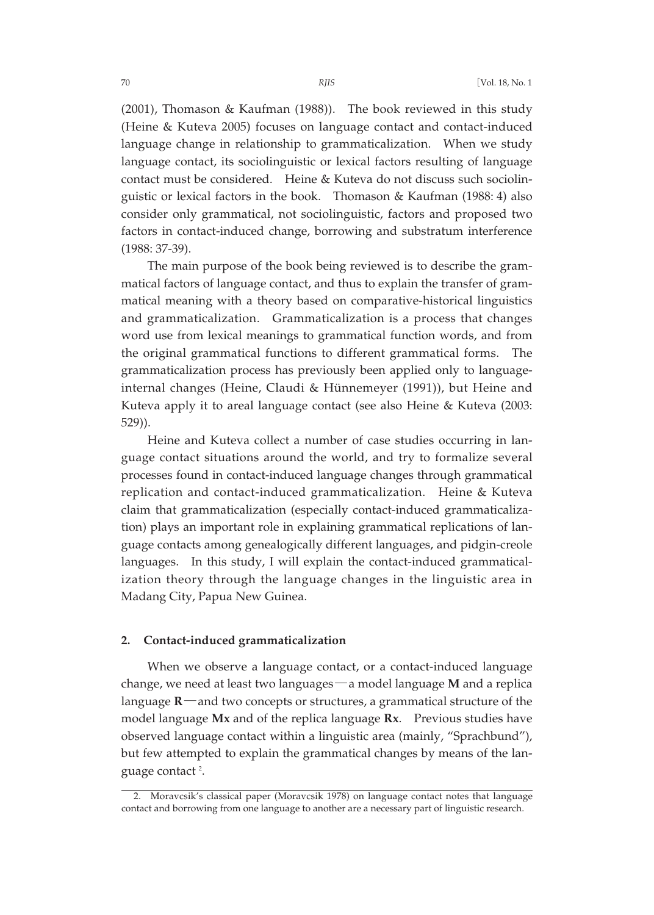(2001), Thomason & Kaufman (1988)). The book reviewed in this study (Heine & Kuteva 2005) focuses on language contact and contact-induced language change in relationship to grammaticalization. When we study language contact, its sociolinguistic or lexical factors resulting of language contact must be considered. Heine & Kuteva do not discuss such sociolinguistic or lexical factors in the book. Thomason & Kaufman (1988: 4) also consider only grammatical, not sociolinguistic, factors and proposed two factors in contact-induced change, borrowing and substratum interference (1988: 37-39).

The main purpose of the book being reviewed is to describe the grammatical factors of language contact, and thus to explain the transfer of grammatical meaning with a theory based on comparative-historical linguistics and grammaticalization. Grammaticalization is a process that changes word use from lexical meanings to grammatical function words, and from the original grammatical functions to different grammatical forms. The grammaticalization process has previously been applied only to language-internal changes (Heine, Claudi & Hünnemeyer (1991)), but Heine and Kuteva apply it to areal language contact (see also Heine & Kuteva (2003: 529)).

Heine and Kuteva collect a number of case studies occurring in language contact situations around the world, and try to formalize several processes found in contact-induced language changes through grammatical replication and contact-induced grammaticalization. Heine & Kuteva claim that grammaticalization (especially contact-induced grammaticalization) plays an important role in explaining grammatical replications of language contacts among genealogically different languages, and pidgin-creole languages. In this study, I will explain the contact-induced grammaticalization theory through the language changes in the linguistic area in Madang City, Papua New Guinea.

## 2. Contact-induced grammaticalization

When we observe a language contact, or a contact-induced language change, we need at least two languages—a model language **M** and a replica language **R**—and two concepts or structures, a grammatical structure of the model language **Mx** and of the replica language **Rx**. Previous studies have observed language contact within a linguistic area (mainly, "Sprachbund"), but few attempted to explain the grammatical changes by means of the language contact [2].

2. Moravcsik's classical paper (Moravcsik 1978) on language contact notes that language contact and borrowing from one language to another are a necessary part of linguistic research.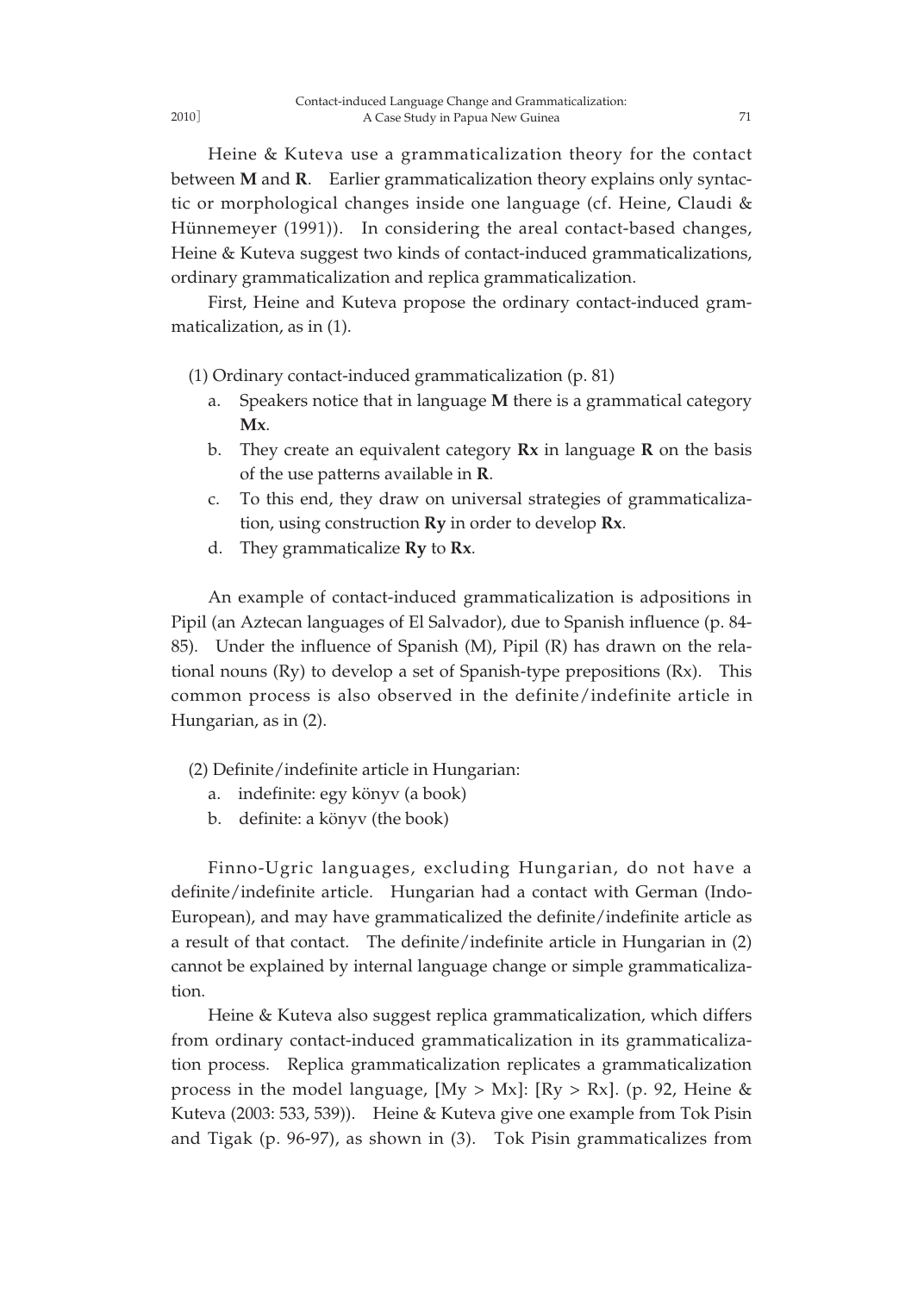Heine & Kuteva use a grammaticalization theory for the contact between **M** and **R**. Earlier grammaticalization theory explains only syntactic or morphological changes inside one language (cf. Heine, Claudi & Hünnemeyer (1991)). In considering the areal contact-based changes, Heine & Kuteva suggest two kinds of contact-induced grammaticalizations, ordinary grammaticalization and replica grammaticalization.

First, Heine and Kuteva propose the ordinary contact-induced grammaticalization, as in (1).

(1) Ordinary contact-induced grammaticalization (p. 81)

a. Speakers notice that in language **M** there is a grammatical category **Mx**.
b. They create an equivalent category **Rx** in language **R** on the basis of the use patterns available in **R**.
c. To this end, they draw on universal strategies of grammaticalization, using construction **Ry** in order to develop **Rx**.
d. They grammaticalize **Ry** to **Rx**.

An example of contact-induced grammaticalization is adpositions in Pipil (an Aztecan languages of El Salvador), due to Spanish influence (p. 84-85). Under the influence of Spanish (M), Pipil (R) has drawn on the relational nouns (Ry) to develop a set of Spanish-type prepositions (Rx). This common process is also observed in the definite/indefinite article in Hungarian, as in (2).

(2) Definite/indefinite article in Hungarian:

a. indefinite: egy könyv (a book)
b. definite: a könyv (the book)

Finno-Ugric languages, excluding Hungarian, do not have a definite/indefinite article. Hungarian had a contact with German (Indo-European), and may have grammaticalized the definite/indefinite article as a result of that contact. The definite/indefinite article in Hungarian in (2) cannot be explained by internal language change or simple grammaticalization.

Heine & Kuteva also suggest replica grammaticalization, which differs from ordinary contact-induced grammaticalization in its grammaticalization process. Replica grammaticalization replicates a grammaticalization process in the model language, [My > Mx]: [Ry > Rx]. (p. 92, Heine & Kuteva (2003: 533, 539)). Heine & Kuteva give one example from Tok Pisin and Tigak (p. 96-97), as shown in (3). Tok Pisin grammaticalizes from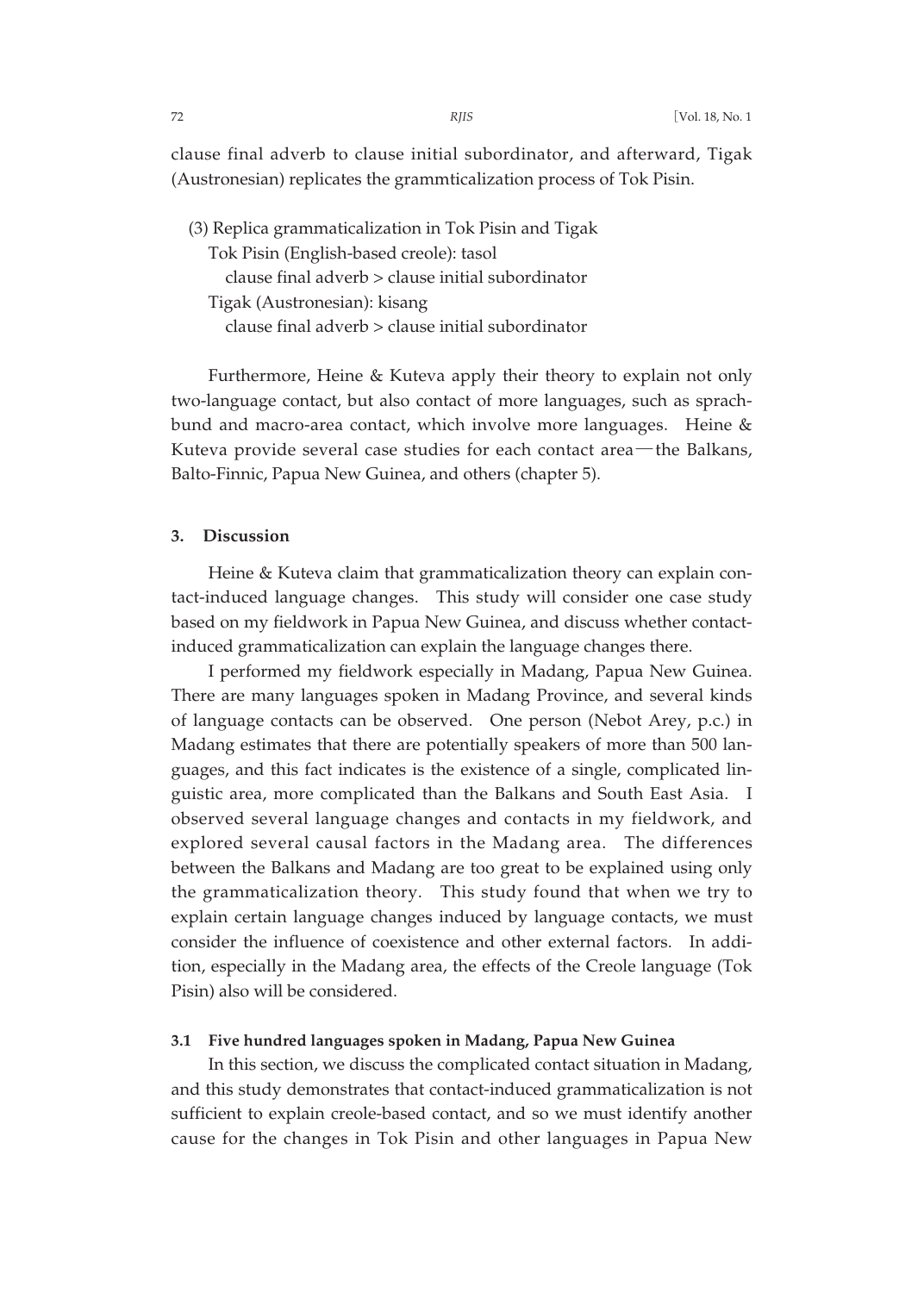clause final adverb to clause initial subordinator, and afterward, Tigak (Austronesian) replicates the grammticalization process of Tok Pisin.

(3) Replica grammaticalization in Tok Pisin and Tigak
  Tok Pisin (English-based creole): tasol
    clause final adverb > clause initial subordinator
  Tigak (Austronesian): kisang
    clause final adverb > clause initial subordinator

Furthermore, Heine & Kuteva apply their theory to explain not only two-language contact, but also contact of more languages, such as sprachbund and macro-area contact, which involve more languages. Heine & Kuteva provide several case studies for each contact area—the Balkans, Balto-Finnic, Papua New Guinea, and others (chapter 5).

## 3. Discussion

Heine & Kuteva claim that grammaticalization theory can explain contact-induced language changes. This study will consider one case study based on my fieldwork in Papua New Guinea, and discuss whether contact-induced grammaticalization can explain the language changes there.

I performed my fieldwork especially in Madang, Papua New Guinea. There are many languages spoken in Madang Province, and several kinds of language contacts can be observed. One person (Nebot Arey, p.c.) in Madang estimates that there are potentially speakers of more than 500 languages, and this fact indicates is the existence of a single, complicated linguistic area, more complicated than the Balkans and South East Asia. I observed several language changes and contacts in my fieldwork, and explored several causal factors in the Madang area. The differences between the Balkans and Madang are too great to be explained using only the grammaticalization theory. This study found that when we try to explain certain language changes induced by language contacts, we must consider the influence of coexistence and other external factors. In addition, especially in the Madang area, the effects of the Creole language (Tok Pisin) also will be considered.

### 3.1 Five hundred languages spoken in Madang, Papua New Guinea

In this section, we discuss the complicated contact situation in Madang, and this study demonstrates that contact-induced grammaticalization is not sufficient to explain creole-based contact, and so we must identify another cause for the changes in Tok Pisin and other languages in Papua New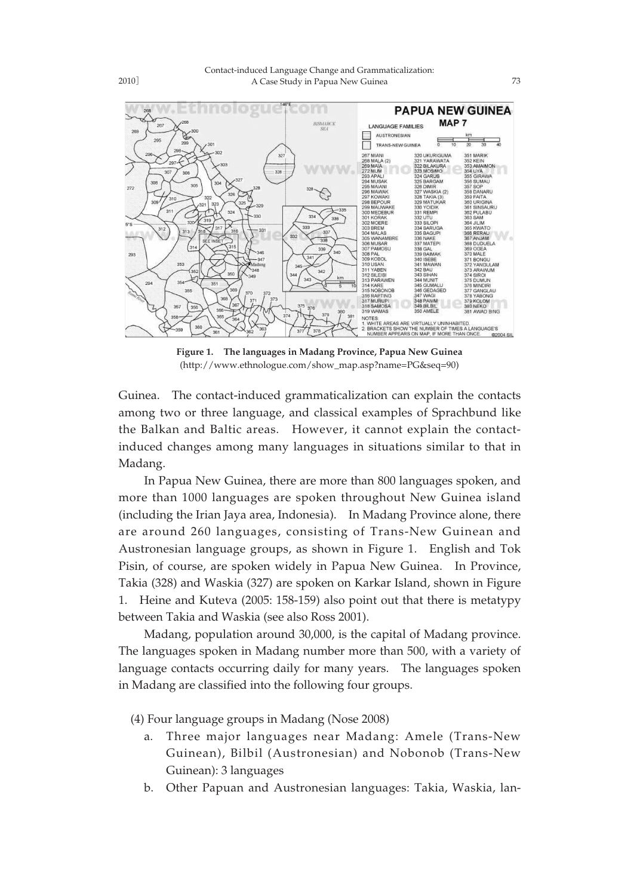**Figure 1. The languages in Madang Province, Papua New Guinea**
(http://www.ethnologue.com/show_map.asp?name=PG&seq=90)

Guinea. The contact-induced grammaticalization can explain the contacts among two or three language, and classical examples of Sprachbund like the Balkan and Baltic areas. However, it cannot explain the contact-induced changes among many languages in situations similar to that in Madang.

In Papua New Guinea, there are more than 800 languages spoken, and more than 1000 languages are spoken throughout New Guinea island (including the Irian Jaya area, Indonesia). In Madang Province alone, there are around 260 languages, consisting of Trans-New Guinean and Austronesian language groups, as shown in Figure 1. English and Tok Pisin, of course, are spoken widely in Papua New Guinea. In Province, Takia (328) and Waskia (327) are spoken on Karkar Island, shown in Figure 1. Heine and Kuteva (2005: 158-159) also point out that there is metatypy between Takia and Waskia (see also Ross 2001).

Madang, population around 30,000, is the capital of Madang province. The languages spoken in Madang number more than 500, with a variety of language contacts occurring daily for many years. The languages spoken in Madang are classified into the following four groups.

(4) Four language groups in Madang (Nose 2008)

a. Three major languages near Madang: Amele (Trans-New Guinean), Bilbil (Austronesian) and Nobonob (Trans-New Guinean): 3 languages

b. Other Papuan and Austronesian languages: Takia, Waskia, lan-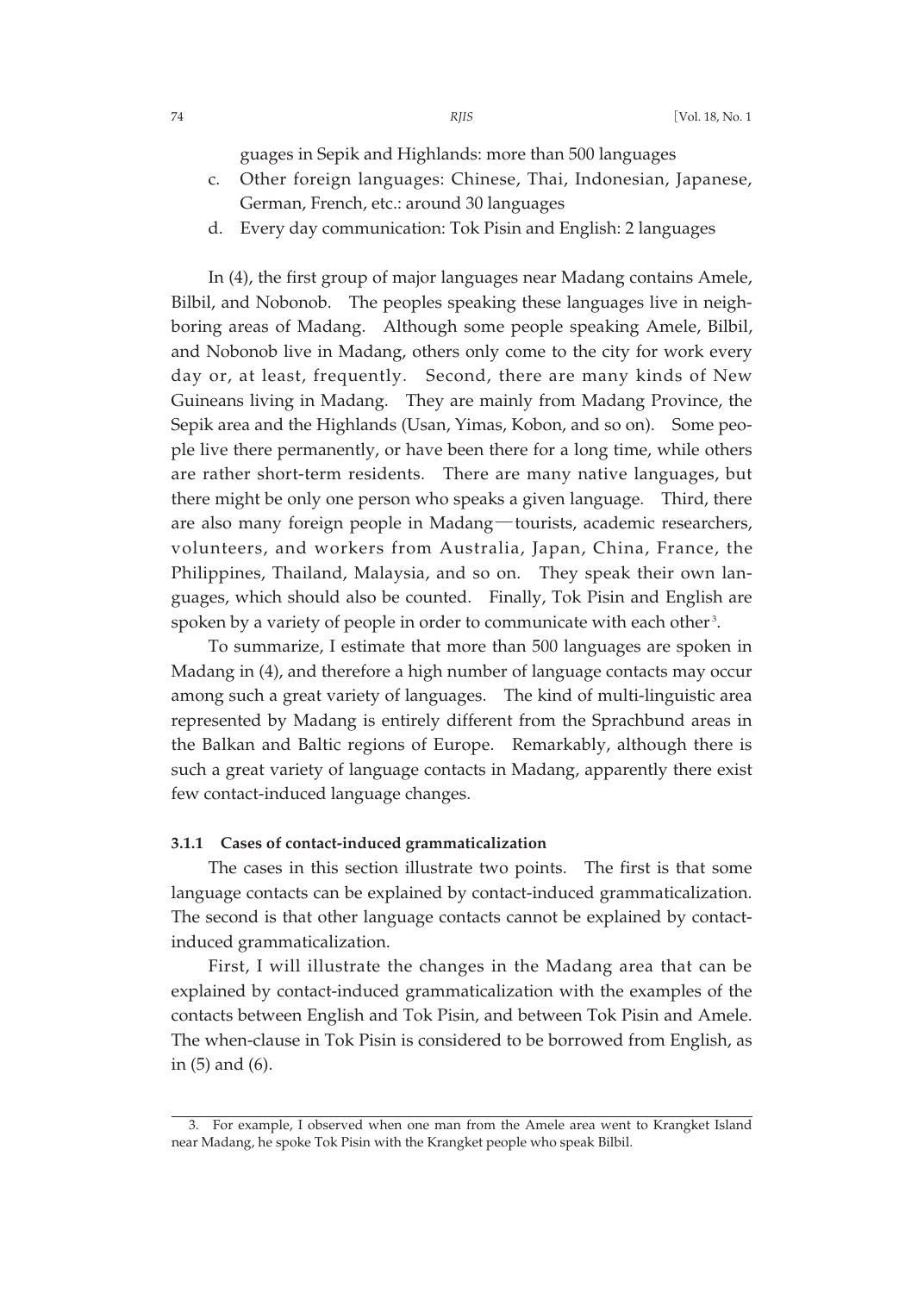guages in Sepik and Highlands: more than 500 languages

c. Other foreign languages: Chinese, Thai, Indonesian, Japanese, German, French, etc.: around 30 languages

d. Every day communication: Tok Pisin and English: 2 languages

In (4), the first group of major languages near Madang contains Amele, Bilbil, and Nobonob. The peoples speaking these languages live in neighboring areas of Madang. Although some people speaking Amele, Bilbil, and Nobonob live in Madang, others only come to the city for work every day or, at least, frequently. Second, there are many kinds of New Guineans living in Madang. They are mainly from Madang Province, the Sepik area and the Highlands (Usan, Yimas, Kobon, and so on). Some people live there permanently, or have been there for a long time, while others are rather short-term residents. There are many native languages, but there might be only one person who speaks a given language. Third, there are also many foreign people in Madang—tourists, academic researchers, volunteers, and workers from Australia, Japan, China, France, the Philippines, Thailand, Malaysia, and so on. They speak their own languages, which should also be counted. Finally, Tok Pisin and English are spoken by a variety of people in order to communicate with each other[3].

To summarize, I estimate that more than 500 languages are spoken in Madang in (4), and therefore a high number of language contacts may occur among such a great variety of languages. The kind of multi-linguistic area represented by Madang is entirely different from the Sprachbund areas in the Balkan and Baltic regions of Europe. Remarkably, although there is such a great variety of language contacts in Madang, apparently there exist few contact-induced language changes.

#### 3.1.1 Cases of contact-induced grammaticalization

The cases in this section illustrate two points. The first is that some language contacts can be explained by contact-induced grammaticalization. The second is that other language contacts cannot be explained by contact-induced grammaticalization.

First, I will illustrate the changes in the Madang area that can be explained by contact-induced grammaticalization with the examples of the contacts between English and Tok Pisin, and between Tok Pisin and Amele. The when-clause in Tok Pisin is considered to be borrowed from English, as in (5) and (6).

---

3. For example, I observed when one man from the Amele area went to Krangket Island near Madang, he spoke Tok Pisin with the Krangket people who speak Bilbil.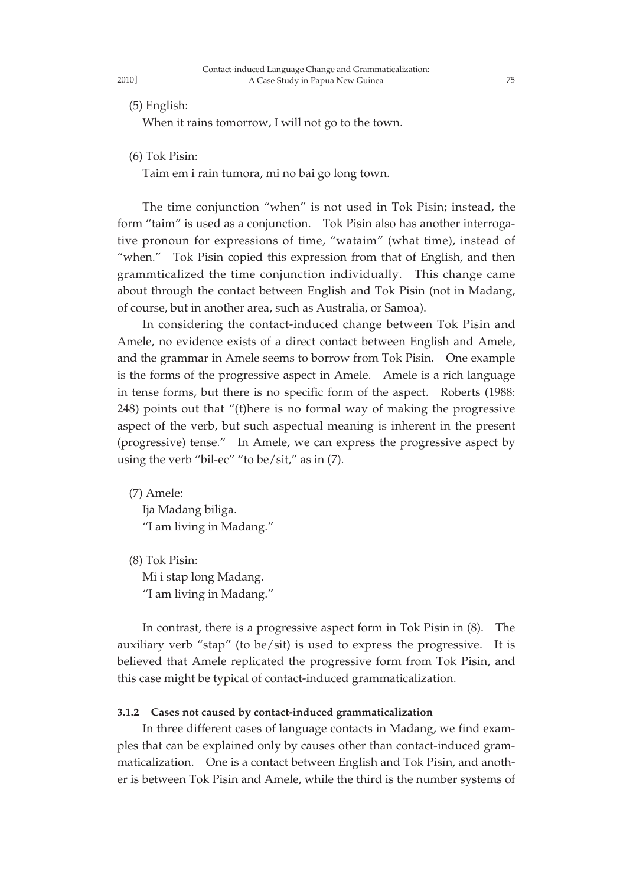(5) English:

When it rains tomorrow, I will not go to the town.

(6) Tok Pisin:

Taim em i rain tumora, mi no bai go long town.

The time conjunction "when" is not used in Tok Pisin; instead, the form "taim" is used as a conjunction. Tok Pisin also has another interrogative pronoun for expressions of time, "wataim" (what time), instead of "when." Tok Pisin copied this expression from that of English, and then grammticalized the time conjunction individually. This change came about through the contact between English and Tok Pisin (not in Madang, of course, but in another area, such as Australia, or Samoa).

In considering the contact-induced change between Tok Pisin and Amele, no evidence exists of a direct contact between English and Amele, and the grammar in Amele seems to borrow from Tok Pisin. One example is the forms of the progressive aspect in Amele. Amele is a rich language in tense forms, but there is no specific form of the aspect. Roberts (1988: 248) points out that "(t)here is no formal way of making the progressive aspect of the verb, but such aspectual meaning is inherent in the present (progressive) tense." In Amele, we can express the progressive aspect by using the verb "bil-ec" "to be/sit," as in (7).

(7) Amele:

Ija Madang biliga.
"I am living in Madang."

(8) Tok Pisin:

Mi i stap long Madang.
"I am living in Madang."

In contrast, there is a progressive aspect form in Tok Pisin in (8). The auxiliary verb "stap" (to be/sit) is used to express the progressive. It is believed that Amele replicated the progressive form from Tok Pisin, and this case might be typical of contact-induced grammaticalization.

#### 3.1.2 Cases not caused by contact-induced grammaticalization

In three different cases of language contacts in Madang, we find examples that can be explained only by causes other than contact-induced grammaticalization. One is a contact between English and Tok Pisin, and another is between Tok Pisin and Amele, while the third is the number systems of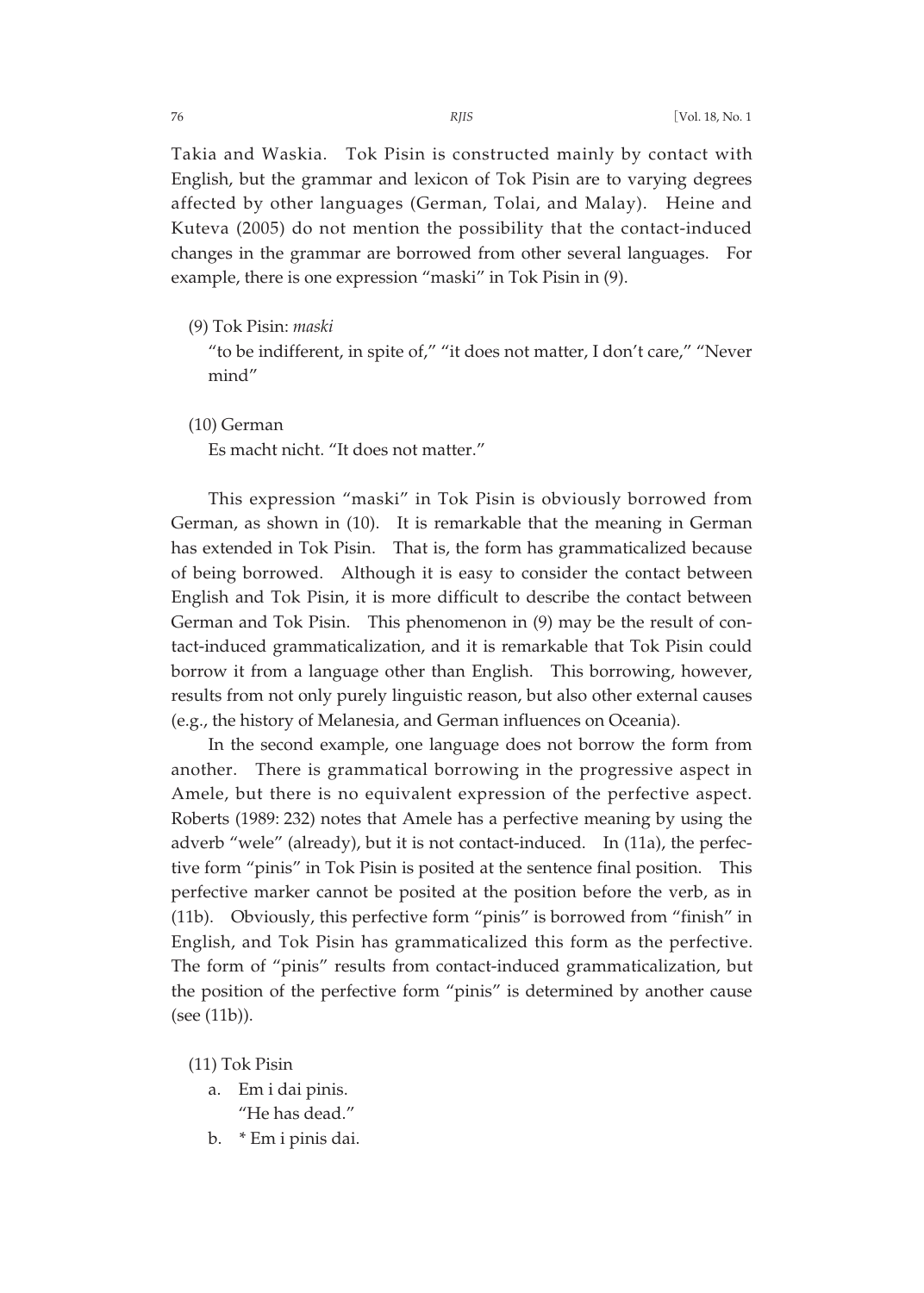Takia and Waskia. Tok Pisin is constructed mainly by contact with English, but the grammar and lexicon of Tok Pisin are to varying degrees affected by other languages (German, Tolai, and Malay). Heine and Kuteva (2005) do not mention the possibility that the contact-induced changes in the grammar are borrowed from other several languages. For example, there is one expression "maski" in Tok Pisin in (9).

(9) Tok Pisin: *maski*

"to be indifferent, in spite of," "it does not matter, I don't care," "Never mind"

(10) German

Es macht nicht. "It does not matter."

This expression "maski" in Tok Pisin is obviously borrowed from German, as shown in (10). It is remarkable that the meaning in German has extended in Tok Pisin. That is, the form has grammaticalized because of being borrowed. Although it is easy to consider the contact between English and Tok Pisin, it is more difficult to describe the contact between German and Tok Pisin. This phenomenon in (9) may be the result of contact-induced grammaticalization, and it is remarkable that Tok Pisin could borrow it from a language other than English. This borrowing, however, results from not only purely linguistic reason, but also other external causes (e.g., the history of Melanesia, and German influences on Oceania).

In the second example, one language does not borrow the form from another. There is grammatical borrowing in the progressive aspect in Amele, but there is no equivalent expression of the perfective aspect. Roberts (1989: 232) notes that Amele has a perfective meaning by using the adverb "wele" (already), but it is not contact-induced. In (11a), the perfective form "pinis" in Tok Pisin is posited at the sentence final position. This perfective marker cannot be posited at the position before the verb, as in (11b). Obviously, this perfective form "pinis" is borrowed from "finish" in English, and Tok Pisin has grammaticalized this form as the perfective. The form of "pinis" results from contact-induced grammaticalization, but the position of the perfective form "pinis" is determined by another cause (see (11b)).

(11) Tok Pisin

a. Em i dai pinis.
   "He has dead."

b. * Em i pinis dai.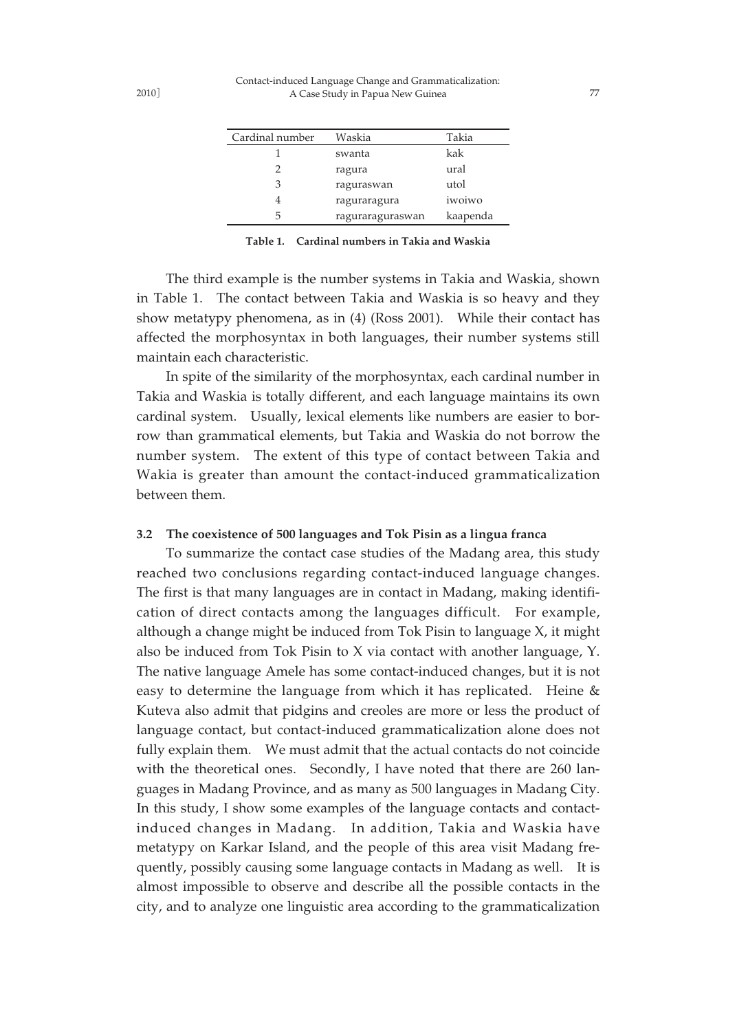| Cardinal number | Waskia | Takia |
|---|---|---|
| 1 | swanta | kak |
| 2 | ragura | ural |
| 3 | raguraswan | utol |
| 4 | raguraragura | iwoiwo |
| 5 | raguraraguraswan | kaapenda |

**Table 1. Cardinal numbers in Takia and Waskia**

The third example is the number systems in Takia and Waskia, shown in Table 1. The contact between Takia and Waskia is so heavy and they show metatypy phenomena, as in (4) (Ross 2001). While their contact has affected the morphosyntax in both languages, their number systems still maintain each characteristic.

In spite of the similarity of the morphosyntax, each cardinal number in Takia and Waskia is totally different, and each language maintains its own cardinal system. Usually, lexical elements like numbers are easier to borrow than grammatical elements, but Takia and Waskia do not borrow the number system. The extent of this type of contact between Takia and Wakia is greater than amount the contact-induced grammaticalization between them.

### 3.2 The coexistence of 500 languages and Tok Pisin as a lingua franca

To summarize the contact case studies of the Madang area, this study reached two conclusions regarding contact-induced language changes. The first is that many languages are in contact in Madang, making identification of direct contacts among the languages difficult. For example, although a change might be induced from Tok Pisin to language X, it might also be induced from Tok Pisin to X via contact with another language, Y. The native language Amele has some contact-induced changes, but it is not easy to determine the language from which it has replicated. Heine & Kuteva also admit that pidgins and creoles are more or less the product of language contact, but contact-induced grammaticalization alone does not fully explain them. We must admit that the actual contacts do not coincide with the theoretical ones. Secondly, I have noted that there are 260 languages in Madang Province, and as many as 500 languages in Madang City. In this study, I show some examples of the language contacts and contact-induced changes in Madang. In addition, Takia and Waskia have metatypy on Karkar Island, and the people of this area visit Madang frequently, possibly causing some language contacts in Madang as well. It is almost impossible to observe and describe all the possible contacts in the city, and to analyze one linguistic area according to the grammaticalization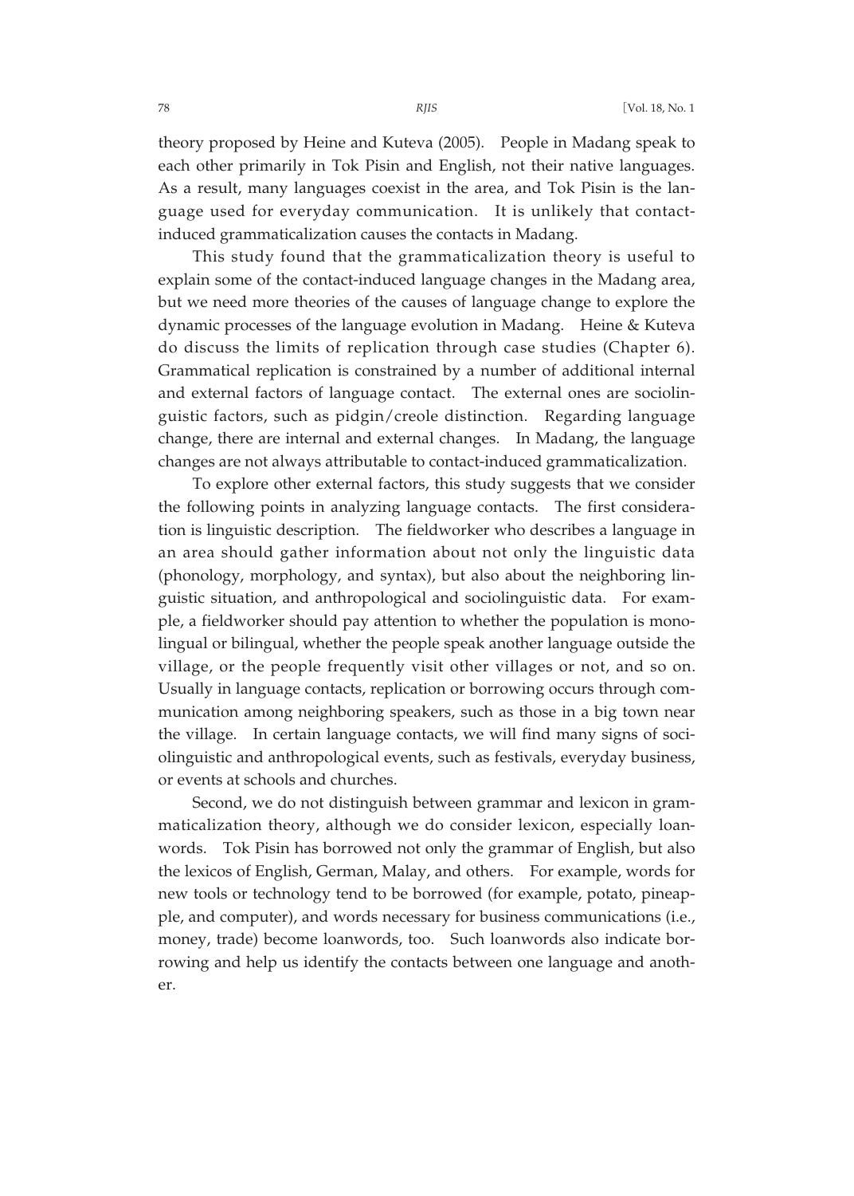theory proposed by Heine and Kuteva (2005). People in Madang speak to each other primarily in Tok Pisin and English, not their native languages. As a result, many languages coexist in the area, and Tok Pisin is the language used for everyday communication. It is unlikely that contact-induced grammaticalization causes the contacts in Madang.

This study found that the grammaticalization theory is useful to explain some of the contact-induced language changes in the Madang area, but we need more theories of the causes of language change to explore the dynamic processes of the language evolution in Madang. Heine & Kuteva do discuss the limits of replication through case studies (Chapter 6). Grammatical replication is constrained by a number of additional internal and external factors of language contact. The external ones are sociolinguistic factors, such as pidgin/creole distinction. Regarding language change, there are internal and external changes. In Madang, the language changes are not always attributable to contact-induced grammaticalization.

To explore other external factors, this study suggests that we consider the following points in analyzing language contacts. The first consideration is linguistic description. The fieldworker who describes a language in an area should gather information about not only the linguistic data (phonology, morphology, and syntax), but also about the neighboring linguistic situation, and anthropological and sociolinguistic data. For example, a fieldworker should pay attention to whether the population is monolingual or bilingual, whether the people speak another language outside the village, or the people frequently visit other villages or not, and so on. Usually in language contacts, replication or borrowing occurs through communication among neighboring speakers, such as those in a big town near the village. In certain language contacts, we will find many signs of sociolinguistic and anthropological events, such as festivals, everyday business, or events at schools and churches.

Second, we do not distinguish between grammar and lexicon in grammaticalization theory, although we do consider lexicon, especially loanwords. Tok Pisin has borrowed not only the grammar of English, but also the lexicos of English, German, Malay, and others. For example, words for new tools or technology tend to be borrowed (for example, potato, pineapple, and computer), and words necessary for business communications (i.e., money, trade) become loanwords, too. Such loanwords also indicate borrowing and help us identify the contacts between one language and another.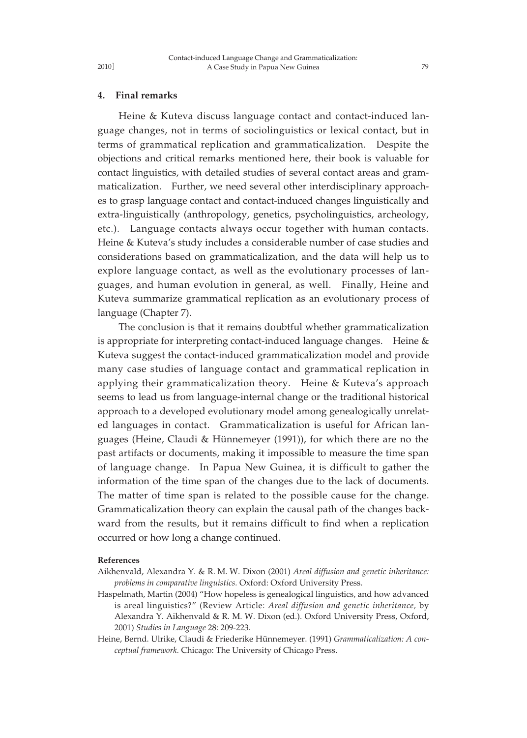## 4. Final remarks

Heine & Kuteva discuss language contact and contact-induced language changes, not in terms of sociolinguistics or lexical contact, but in terms of grammatical replication and grammaticalization. Despite the objections and critical remarks mentioned here, their book is valuable for contact linguistics, with detailed studies of several contact areas and grammaticalization. Further, we need several other interdisciplinary approaches to grasp language contact and contact-induced changes linguistically and extra-linguistically (anthropology, genetics, psycholinguistics, archeology, etc.). Language contacts always occur together with human contacts. Heine & Kuteva's study includes a considerable number of case studies and considerations based on grammaticalization, and the data will help us to explore language contact, as well as the evolutionary processes of languages, and human evolution in general, as well. Finally, Heine and Kuteva summarize grammatical replication as an evolutionary process of language (Chapter 7).

The conclusion is that it remains doubtful whether grammaticalization is appropriate for interpreting contact-induced language changes. Heine & Kuteva suggest the contact-induced grammaticalization model and provide many case studies of language contact and grammatical replication in applying their grammaticalization theory. Heine & Kuteva's approach seems to lead us from language-internal change or the traditional historical approach to a developed evolutionary model among genealogically unrelated languages in contact. Grammaticalization is useful for African languages (Heine, Claudi & Hünnemeyer (1991)), for which there are no the past artifacts or documents, making it impossible to measure the time span of language change. In Papua New Guinea, it is difficult to gather the information of the time span of the changes due to the lack of documents. The matter of time span is related to the possible cause for the change. Grammaticalization theory can explain the causal path of the changes backward from the results, but it remains difficult to find when a replication occurred or how long a change continued.

**References**

Aikhenvald, Alexandra Y. & R. M. W. Dixon (2001) *Areal diffusion and genetic inheritance: problems in comparative linguistics.* Oxford: Oxford University Press.

Haspelmath, Martin (2004) "How hopeless is genealogical linguistics, and how advanced is areal linguistics?" (Review Article: *Areal diffusion and genetic inheritance,* by Alexandra Y. Aikhenvald & R. M. W. Dixon (ed.). Oxford University Press, Oxford, 2001) *Studies in Language* 28: 209-223.

Heine, Bernd. Ulrike, Claudi & Friederike Hünnemeyer. (1991) *Grammaticalization: A conceptual framework.* Chicago: The University of Chicago Press.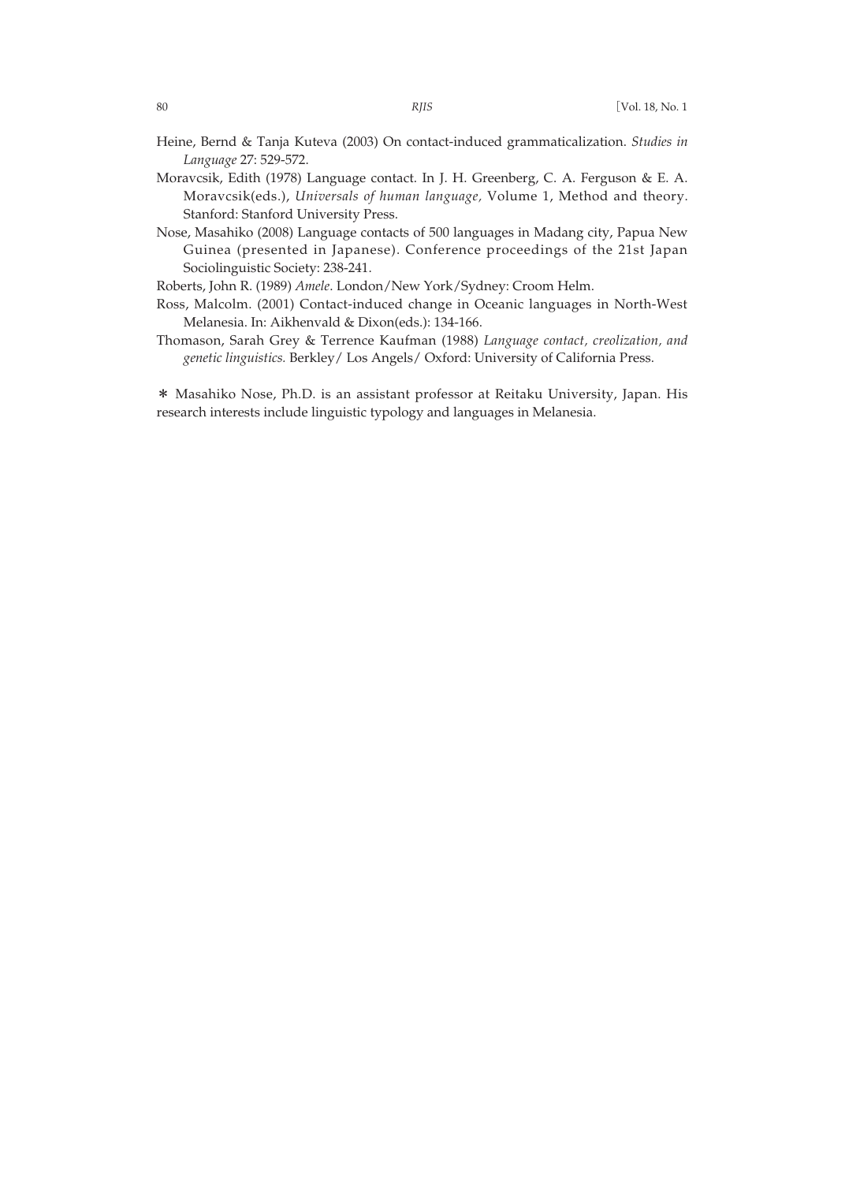Heine, Bernd & Tanja Kuteva (2003) On contact-induced grammaticalization. *Studies in Language* 27: 529-572.

Moravcsik, Edith (1978) Language contact. In J. H. Greenberg, C. A. Ferguson & E. A. Moravcsik(eds.), *Universals of human language,* Volume 1, Method and theory. Stanford: Stanford University Press.

Nose, Masahiko (2008) Language contacts of 500 languages in Madang city, Papua New Guinea (presented in Japanese). Conference proceedings of the 21st Japan Sociolinguistic Society: 238-241.

Roberts, John R. (1989) *Amele*. London/New York/Sydney: Croom Helm.

Ross, Malcolm. (2001) Contact-induced change in Oceanic languages in North-West Melanesia. In: Aikhenvald & Dixon(eds.): 134-166.

Thomason, Sarah Grey & Terrence Kaufman (1988) *Language contact, creolization, and genetic linguistics.* Berkley/ Los Angels/ Oxford: University of California Press.

\* Masahiko Nose, Ph.D. is an assistant professor at Reitaku University, Japan. His research interests include linguistic typology and languages in Melanesia.